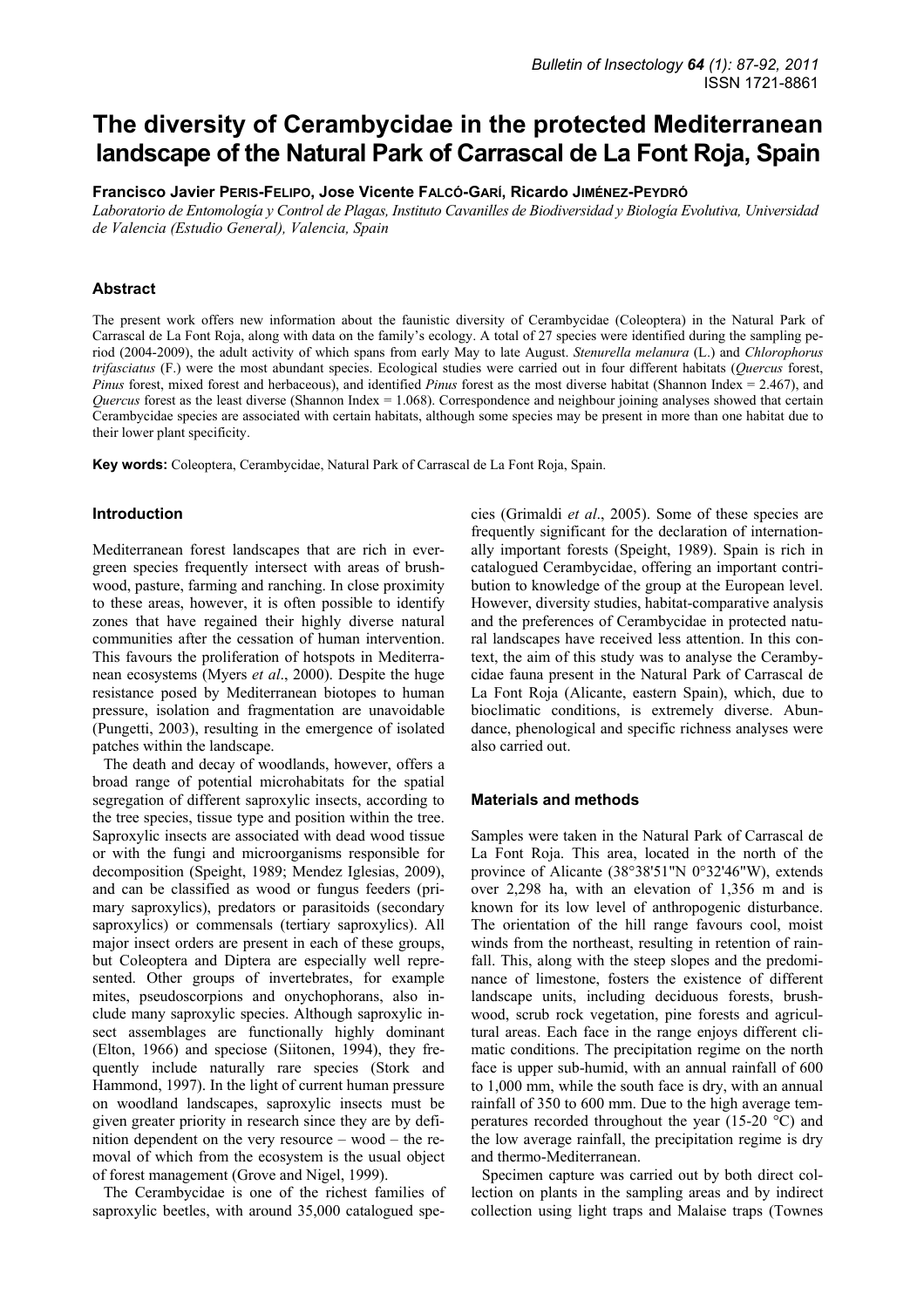# The diversity of Cerambycidae in the protected Mediterranean landscape of the Natural Park of Carrascal de La Font Roja, Spain

**Francisco Javier Peris-Felipo, Jose Vicente Falcó-Garí, Ricardo Jiménez-Peydró**

*Laboratorio de Entomología y Control de Plagas, Instituto Cavanilles de Biodiversidad y Biología Evolutiva, Universidad de Valencia (Estudio General), Valencia, Spain*

## Abstract

The present work offers new information about the faunistic diversity of Cerambycidae (Coleoptera) in the Natural Park of Carrascal de La Font Roja, along with data on the family's ecology. A total of 27 species were identified during the sampling period (2004-2009), the adult activity of which spans from early May to late August. *Stenurella melanura* (L.) and *Chlorophorus trifasciatus* (F.) were the most abundant species. Ecological studies were carried out in four different habitats (*Quercus* forest, *Pinus* forest, mixed forest and herbaceous), and identified *Pinus* forest as the most diverse habitat (Shannon Index = 2.467), and *Quercus* forest as the least diverse (Shannon Index = 1.068). Correspondence and neighbour joining analyses showed that certain Cerambycidae species are associated with certain habitats, although some species may be present in more than one habitat due to their lower plant specificity.

**Key words:** Coleoptera, Cerambycidae, Natural Park of Carrascal de La Font Roja, Spain.

## Introduction

Mediterranean forest landscapes that are rich in evergreen species frequently intersect with areas of brushwood, pasture, farming and ranching. In close proximity to these areas, however, it is often possible to identify zones that have regained their highly diverse natural communities after the cessation of human intervention. This favours the proliferation of hotspots in Mediterranean ecosystems (Myers *et al*., 2000). Despite the huge resistance posed by Mediterranean biotopes to human pressure, isolation and fragmentation are unavoidable (Pungetti, 2003), resulting in the emergence of isolated patches within the landscape.

The death and decay of woodlands, however, offers a broad range of potential microhabitats for the spatial segregation of different saproxylic insects, according to the tree species, tissue type and position within the tree. Saproxylic insects are associated with dead wood tissue or with the fungi and microorganisms responsible for decomposition (Speight, 1989; Mendez Iglesias, 2009), and can be classified as wood or fungus feeders (primary saproxylics), predators or parasitoids (secondary saproxylics) or commensals (tertiary saproxylics). All major insect orders are present in each of these groups, but Coleoptera and Diptera are especially well represented. Other groups of invertebrates, for example mites, pseudoscorpions and onychophorans, also include many saproxylic species. Although saproxylic insect assemblages are functionally highly dominant (Elton, 1966) and speciose (Siitonen, 1994), they frequently include naturally rare species (Stork and Hammond, 1997). In the light of current human pressure on woodland landscapes, saproxylic insects must be given greater priority in research since they are by definition dependent on the very resource – wood – the removal of which from the ecosystem is the usual object of forest management (Grove and Nigel, 1999).

The Cerambycidae is one of the richest families of saproxylic beetles, with around 35,000 catalogued species (Grimaldi *et al*., 2005). Some of these species are frequently significant for the declaration of internationally important forests (Speight, 1989). Spain is rich in catalogued Cerambycidae, offering an important contribution to knowledge of the group at the European level. However, diversity studies, habitat-comparative analysis and the preferences of Cerambycidae in protected natural landscapes have received less attention. In this context, the aim of this study was to analyse the Cerambycidae fauna present in the Natural Park of Carrascal de La Font Roja (Alicante, eastern Spain), which, due to bioclimatic conditions, is extremely diverse. Abundance, phenological and specific richness analyses were also carried out.

## Materials and methods

Samples were taken in the Natural Park of Carrascal de La Font Roja. This area, located in the north of the province of Alicante (38°38'51"N 0°32'46"W), extends over 2,298 ha, with an elevation of 1,356 m and is known for its low level of anthropogenic disturbance. The orientation of the hill range favours cool, moist winds from the northeast, resulting in retention of rainfall. This, along with the steep slopes and the predominance of limestone, fosters the existence of different landscape units, including deciduous forests, brushwood, scrub rock vegetation, pine forests and agricultural areas. Each face in the range enjoys different climatic conditions. The precipitation regime on the north face is upper sub-humid, with an annual rainfall of 600 to 1,000 mm, while the south face is dry, with an annual rainfall of 350 to 600 mm. Due to the high average temperatures recorded throughout the year (15-20 °C) and the low average rainfall, the precipitation regime is dry and thermo-Mediterranean.

Specimen capture was carried out by both direct collection on plants in the sampling areas and by indirect collection using light traps and Malaise traps (Townes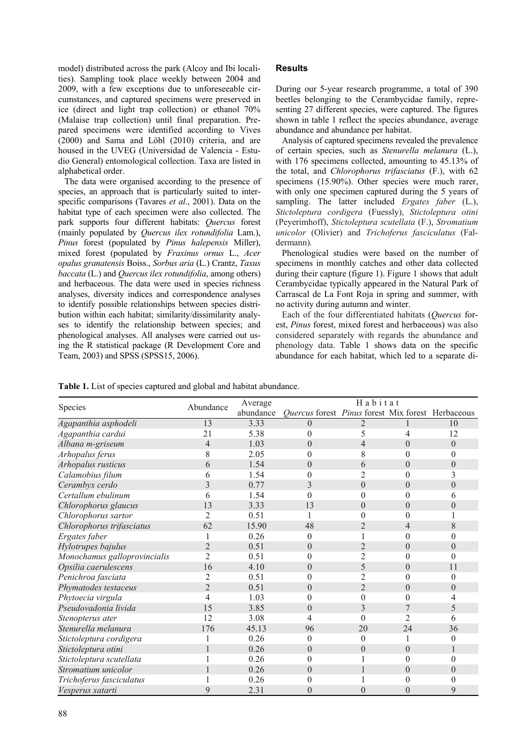model) distributed across the park (Alcoy and Ibi localities). Sampling took place weekly between 2004 and 2009, with a few exceptions due to unforeseeable circumstances, and captured specimens were preserved in ice (direct and light trap collection) or ethanol 70% (Malaise trap collection) until final preparation. Prepared specimens were identified according to Vives (2000) and Sama and Löbl (2010) criteria, and are housed in the UVEG (Universidad de Valencia - Estudio General) entomological collection. Taxa are listed in alphabetical order.

The data were organised according to the presence of species, an approach that is particularly suited to interspecific comparisons (Tavares *et al*., 2001). Data on the habitat type of each specimen were also collected. The park supports four different habitats: *Quercus* forest (mainly populated by *Quercus ilex rotundifolia* Lam.), *Pinus* forest (populated by *Pinus halepensis* Miller), mixed forest (populated by *Fraxinus ornus* L., *Acer opalus granatensis* Boiss., *Sorbus aria* (L.) Crantz, *Taxus baccata* (L.) and *Quercus ilex rotundifolia*, among others) and herbaceous. The data were used in species richness analyses, diversity indices and correspondence analyses to identify possible relationships between species distribution within each habitat; similarity/dissimilarity analyses to identify the relationship between species; and phenological analyses. All analyses were carried out using the R statistical package (R Development Core and Team, 2003) and SPSS (SPSS15, 2006).

## Results

During our 5-year research programme, a total of 390 beetles belonging to the Cerambycidae family, representing 27 different species, were captured. The figures shown in table 1 reflect the species abundance, average abundance and abundance per habitat.

Analysis of captured specimens revealed the prevalence of certain species, such as *Stenurella melanura* (L.), with 176 specimens collected, amounting to 45.13% of the total, and *Chlorophorus trifasciatus* (F.), with 62 specimens (15.90%). Other species were much rarer, with only one specimen captured during the 5 years of sampling. The latter included *Ergates faber* (L.), *Stictoleptura cordigera* (Fuessly), *Stictoleptura otini* (Peyerimhoff), *Stictoleptura scutellata* (F.), *Stromatium unicolor* (Olivier) and *Trichoferus fasciculatus* (Faldermann).

Phenological studies were based on the number of specimens in monthly catches and other data collected during their capture (figure 1). Figure 1 shows that adult Cerambycidae typically appeared in the Natural Park of Carrascal de La Font Roja in spring and summer, with no activity during autumn and winter.

Each of the four differentiated habitats (*Quercus* forest, *Pinus* forest, mixed forest and herbaceous) was also considered separately with regards the abundance and phenology data. Table 1 shows data on the specific abundance for each habitat, which led to a separate di-

**Table 1.** List of species captured and global and habitat abundance.

| Species | Abundance | Average abundance | Habitat | | | |
|---|---|---|---|---|---|---|
| | | | *Quercus* forest | *Pinus* forest | Mix forest | Herbaceous |
| *Agapanthia asphodeli* | 13 | 3.33 | 0 | 2 | 1 | 10 |
| *Agapanthia cardui* | 21 | 5.38 | 0 | 5 | 4 | 12 |
| *Albana m-griseum* | 4 | 1.03 | 0 | 4 | 0 | 0 |
| *Arhopalus ferus* | 8 | 2.05 | 0 | 8 | 0 | 0 |
| *Arhopalus rusticus* | 6 | 1.54 | 0 | 6 | 0 | 0 |
| *Calamobius filum* | 6 | 1.54 | 0 | 2 | 0 | 3 |
| *Cerambyx cerdo* | 3 | 0.77 | 3 | 0 | 0 | 0 |
| *Certallum ebulinum* | 6 | 1.54 | 0 | 0 | 0 | 6 |
| *Chlorophorus glaucus* | 13 | 3.33 | 13 | 0 | 0 | 0 |
| *Chlorophorus sartor* | 2 | 0.51 | 1 | 0 | 0 | 1 |
| *Chlorophorus trifasciatus* | 62 | 15.90 | 48 | 2 | 4 | 8 |
| *Ergates faber* | 1 | 0.26 | 0 | 1 | 0 | 0 |
| *Hylotrupes bajulus* | 2 | 0.51 | 0 | 2 | 0 | 0 |
| *Monochamus galloprovincialis* | 2 | 0.51 | 0 | 2 | 0 | 0 |
| *Opsilia caerulescens* | 16 | 4.10 | 0 | 5 | 0 | 11 |
| *Penichroa fasciata* | 2 | 0.51 | 0 | 2 | 0 | 0 |
| *Phymatodes testaceus* | 2 | 0.51 | 0 | 2 | 0 | 0 |
| *Phytoecia virgula* | 4 | 1.03 | 0 | 0 | 0 | 4 |
| *Pseudovadonia livida* | 15 | 3.85 | 0 | 3 | 7 | 5 |
| *Stenopterus ater* | 12 | 3.08 | 4 | 0 | 2 | 6 |
| *Stenurella melanura* | 176 | 45.13 | 96 | 20 | 24 | 36 |
| *Stictoleptura cordigera* | 1 | 0.26 | 0 | 0 | 1 | 0 |
| *Stictoleptura otini* | 1 | 0.26 | 0 | 0 | 0 | 1 |
| *Stictoleptura scutellata* | 1 | 0.26 | 0 | 1 | 0 | 0 |
| *Stromatium unicolor* | 1 | 0.26 | 0 | 1 | 0 | 0 |
| *Trichoferus fasciculatus* | 1 | 0.26 | 0 | 1 | 0 | 0 |
| *Vesperus xatarti* | 9 | 2.31 | 0 | 0 | 0 | 9 |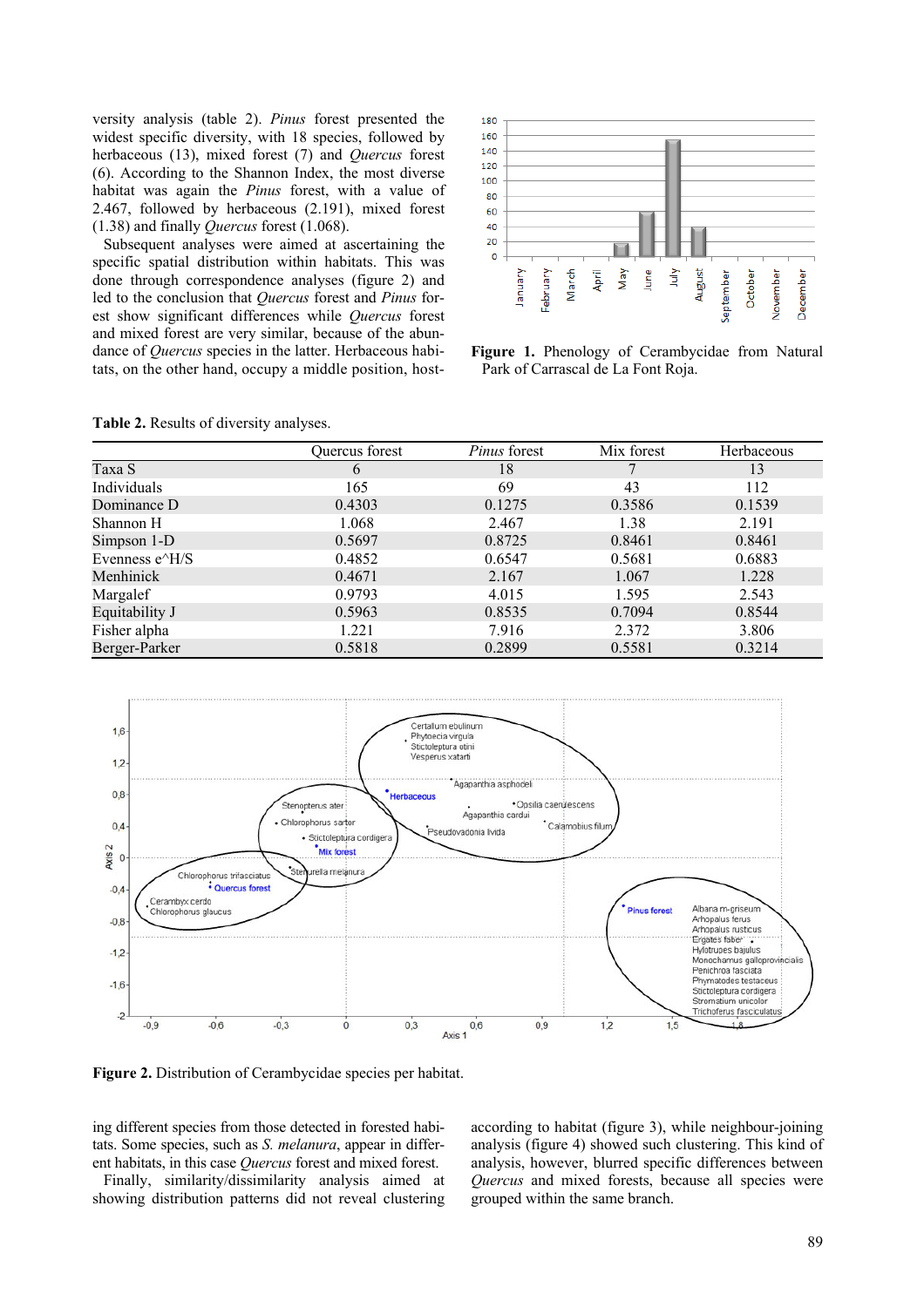versity analysis (table 2). *Pinus* forest presented the widest specific diversity, with 18 species, followed by herbaceous (13), mixed forest (7) and *Quercus* forest (6). According to the Shannon Index, the most diverse habitat was again the *Pinus* forest, with a value of 2.467, followed by herbaceous (2.191), mixed forest (1.38) and finally *Quercus* forest (1.068).

Subsequent analyses were aimed at ascertaining the specific spatial distribution within habitats. This was done through correspondence analyses (figure 2) and led to the conclusion that *Quercus* forest and *Pinus* forest show significant differences while *Quercus* forest and mixed forest are very similar, because of the abundance of *Quercus* species in the latter. Herbaceous habitats, on the other hand, occupy a middle position, hosting different species from those detected in forested habitats. Some species, such as *S. melanura*, appear in different habitats, in this case *Quercus* forest and mixed forest.

Finally, similarity/dissimilarity analysis aimed at showing distribution patterns did not reveal clustering according to habitat (figure 3), while neighbour-joining analysis (figure 4) showed such clustering. This kind of analysis, however, blurred specific differences between *Quercus* and mixed forests, because all species were grouped within the same branch.

**Figure 1.** Phenology of Cerambycidae from Natural Park of Carrascal de La Font Roja.

**Table 2.** Results of diversity analyses.

| | Quercus forest | *Pinus* forest | Mix forest | Herbaceous |
|---|---|---|---|---|
| Taxa S | 6 | 18 | 7 | 13 |
| Individuals | 165 | 69 | 43 | 112 |
| Dominance D | 0.4303 | 0.1275 | 0.3586 | 0.1539 |
| Shannon H | 1.068 | 2.467 | 1.38 | 2.191 |
| Simpson 1-D | 0.5697 | 0.8725 | 0.8461 | 0.8461 |
| Evenness e^H/S | 0.4852 | 0.6547 | 0.5681 | 0.6883 |
| Menhinick | 0.4671 | 2.167 | 1.067 | 1.228 |
| Margalef | 0.9793 | 4.015 | 1.595 | 2.543 |
| Equitability J | 0.5963 | 0.8535 | 0.7094 | 0.8544 |
| Fisher alpha | 1.221 | 7.916 | 2.372 | 3.806 |
| Berger-Parker | 0.5818 | 0.2899 | 0.5581 | 0.3214 |

**Figure 2.** Distribution of Cerambycidae species per habitat.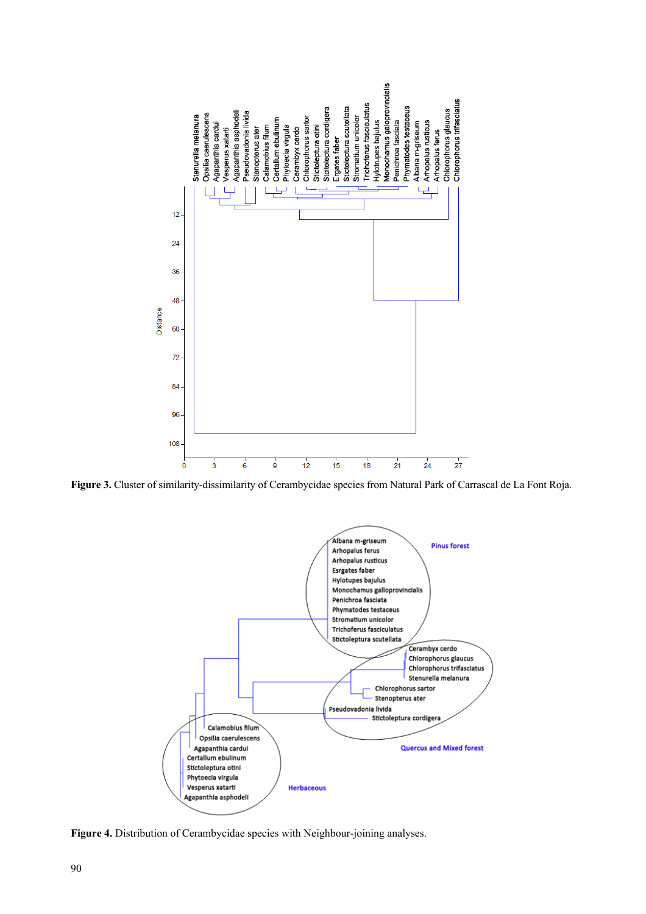**Figure 3.** Cluster of similarity-dissimilarity of Cerambycidae species from Natural Park of Carrascal de La Font Roja.

**Figure 4.** Distribution of Cerambycidae species with Neighbour-joining analyses.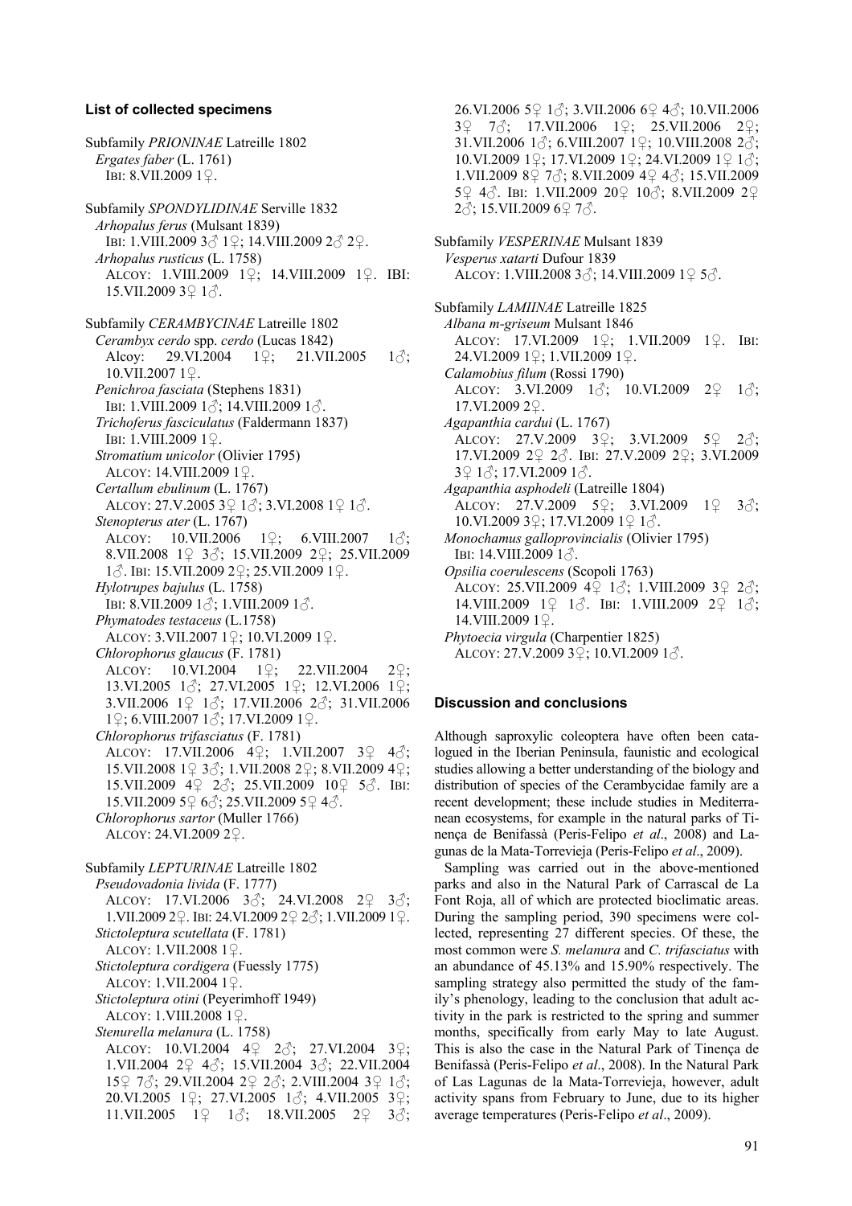### List of collected specimens

Subfamily *PRIONINAE* Latreille 1802

*Ergates faber* (L. 1761)
IBI: 8.VII.2009 1♀.

Subfamily *SPONDYLIDINAE* Serville 1832

*Arhopalus ferus* (Mulsant 1839)
IBI: 1.VIII.2009 3♂ 1♀; 14.VIII.2009 2♂ 2♀.

*Arhopalus rusticus* (L. 1758)
ALCOY: 1.VIII.2009 1♀; 14.VIII.2009 1♀. IBI: 15.VII.2009 3♀ 1♂.

Subfamily *CERAMBYCINAE* Latreille 1802

*Cerambyx cerdo* spp. *cerdo* (Lucas 1842)
Alcoy: 29.VI.2004 1♀; 21.VII.2005 1♂; 10.VII.2007 1♀.

*Penichroa fasciata* (Stephens 1831)
IBI: 1.VIII.2009 1♂; 14.VIII.2009 1♂.

*Trichoferus fasciculatus* (Faldermann 1837)
IBI: 1.VIII.2009 1♀.

*Stromatium unicolor* (Olivier 1795)
ALCOY: 14.VIII.2009 1♀.

*Certallum ebulinum* (L. 1767)
ALCOY: 27.V.2005 3♀ 1♂; 3.VI.2008 1♀ 1♂.

*Stenopterus ater* (L. 1767)
ALCOY: 10.VII.2006 1♀; 6.VIII.2007 1♂; 8.VII.2008 1♀ 3♂; 15.VII.2009 2♀; 25.VII.2009 1♂. IBI: 15.VII.2009 2♀; 25.VII.2009 1♀.

*Hylotrupes bajulus* (L. 1758)
IBI: 8.VII.2009 1♂; 1.VIII.2009 1♂.

*Phymatodes testaceus* (L.1758)
ALCOY: 3.VII.2007 1♀; 10.VI.2009 1♀.

*Chlorophorus glaucus* (F. 1781)
ALCOY: 10.VI.2004 1♀; 22.VII.2004 2♀; 13.VI.2005 1♂; 27.VI.2005 1♀; 12.VI.2006 1♀; 3.VII.2006 1♀ 1♂; 17.VII.2006 2♂; 31.VII.2006 1♀; 6.VIII.2007 1♂; 17.VI.2009 1♀.

*Chlorophorus trifasciatus* (F. 1781)
ALCOY: 17.VII.2006 4♀; 1.VII.2007 3♀ 4♂; 15.VII.2008 1♀ 3♂; 1.VII.2008 2♀; 8.VII.2009 4♀; 15.VII.2009 4♀ 2♂; 25.VII.2009 10♀ 5♂. IBI: 15.VII.2009 5♀ 6♂; 25.VII.2009 5♀ 4♂.

*Chlorophorus sartor* (Muller 1766)
ALCOY: 24.VI.2009 2♀.

Subfamily *LEPTURINAE* Latreille 1802

*Pseudovadonia livida* (F. 1777)
ALCOY: 17.VI.2006 3♂; 24.VI.2008 2♀ 3♂; 1.VII.2009 2♀. IBI: 24.VI.2009 2♀ 2♂; 1.VII.2009 1♀.

*Stictoleptura scutellata* (F. 1781)
ALCOY: 1.VII.2008 1♀.

*Stictoleptura cordigera* (Fuessly 1775)
ALCOY: 1.VII.2004 1♀.

*Stictoleptura otini* (Peyerimhoff 1949)
ALCOY: 1.VIII.2008 1♀.

*Stenurella melanura* (L. 1758)
ALCOY: 10.VI.2004 4♀ 2♂; 27.VI.2004 3♀; 1.VII.2004 2♀ 4♂; 15.VII.2004 3♂; 22.VII.2004 15♀ 7♂; 29.VII.2004 2♀ 2♂; 2.VIII.2004 3♀ 1♂; 20.VI.2005 1♀; 27.VI.2005 1♂; 4.VII.2005 3♀; 11.VII.2005 1♀ 1♂; 18.VII.2005 2♀ 3♂; 26.VI.2006 5♀ 1♂; 3.VII.2006 6♀ 4♂; 10.VII.2006 3♀ 7♂; 17.VII.2006 1♀; 25.VII.2006 2♀; 31.VII.2006 1♂; 6.VIII.2007 1♀; 10.VIII.2008 2♂; 10.VI.2009 1♀; 17.VI.2009 1♀; 24.VI.2009 1♀ 1♂; 1.VII.2009 8♀ 7♂; 8.VII.2009 4♀ 4♂; 15.VII.2009 5♀ 4♂. IBI: 1.VII.2009 20♀ 10♂; 8.VII.2009 2♀ 2♂; 15.VII.2009 6♀ 7♂.

Subfamily *VESPERINAE* Mulsant 1839

*Vesperus xatarti* Dufour 1839
ALCOY: 1.VIII.2008 3♂; 14.VIII.2009 1♀ 5♂.

Subfamily *LAMIINAE* Latreille 1825

*Albana m-griseum* Mulsant 1846
ALCOY: 17.VI.2009 1♀; 1.VII.2009 1♀. IBI: 24.VI.2009 1♀; 1.VII.2009 1♀.

*Calamobius filum* (Rossi 1790)
ALCOY: 3.VI.2009 1♂; 10.VI.2009 2♀ 1♂; 17.VI.2009 2♀.

*Agapanthia cardui* (L. 1767)
ALCOY: 27.V.2009 3♀; 3.VI.2009 5♀ 2♂; 17.VI.2009 2♀ 2♂. IBI: 27.V.2009 2♀; 3.VI.2009 3♀ 1♂; 17.VI.2009 1♂.

*Agapanthia asphodeli* (Latreille 1804)
ALCOY: 27.V.2009 5♀; 3.VI.2009 1♀ 3♂; 10.VI.2009 3♀; 17.VI.2009 1♀ 1♂.

*Monochamus galloprovincialis* (Olivier 1795)
IBI: 14.VIII.2009 1♂.

*Opsilia coerulescens* (Scopoli 1763)
ALCOY: 25.VII.2009 4♀ 1♂; 1.VIII.2009 3♀ 2♂; 14.VIII.2009 1♀ 1♂. IBI: 1.VIII.2009 2♀ 1♂; 14.VIII.2009 1♀.

*Phytoecia virgula* (Charpentier 1825)
ALCOY: 27.V.2009 3♀; 10.VI.2009 1♂.

### Discussion and conclusions

Although saproxylic coleoptera have often been catalogued in the Iberian Peninsula, faunistic and ecological studies allowing a better understanding of the biology and distribution of species of the Cerambycidae family are a recent development; these include studies in Mediterranean ecosystems, for example in the natural parks of Tinença de Benifassà (Peris-Felipo *et al*., 2008) and Lagunas de la Mata-Torrevieja (Peris-Felipo *et al*., 2009).

Sampling was carried out in the above-mentioned parks and also in the Natural Park of Carrascal de La Font Roja, all of which are protected bioclimatic areas. During the sampling period, 390 specimens were collected, representing 27 different species. Of these, the most common were *S. melanura* and *C. trifasciatus* with an abundance of 45.13% and 15.90% respectively. The sampling strategy also permitted the study of the family's phenology, leading to the conclusion that adult activity in the park is restricted to the spring and summer months, specifically from early May to late August. This is also the case in the Natural Park of Tinença de Benifassà (Peris-Felipo *et al*., 2008). In the Natural Park of Las Lagunas de la Mata-Torrevieja, however, adult activity spans from February to June, due to its higher average temperatures (Peris-Felipo *et al*., 2009).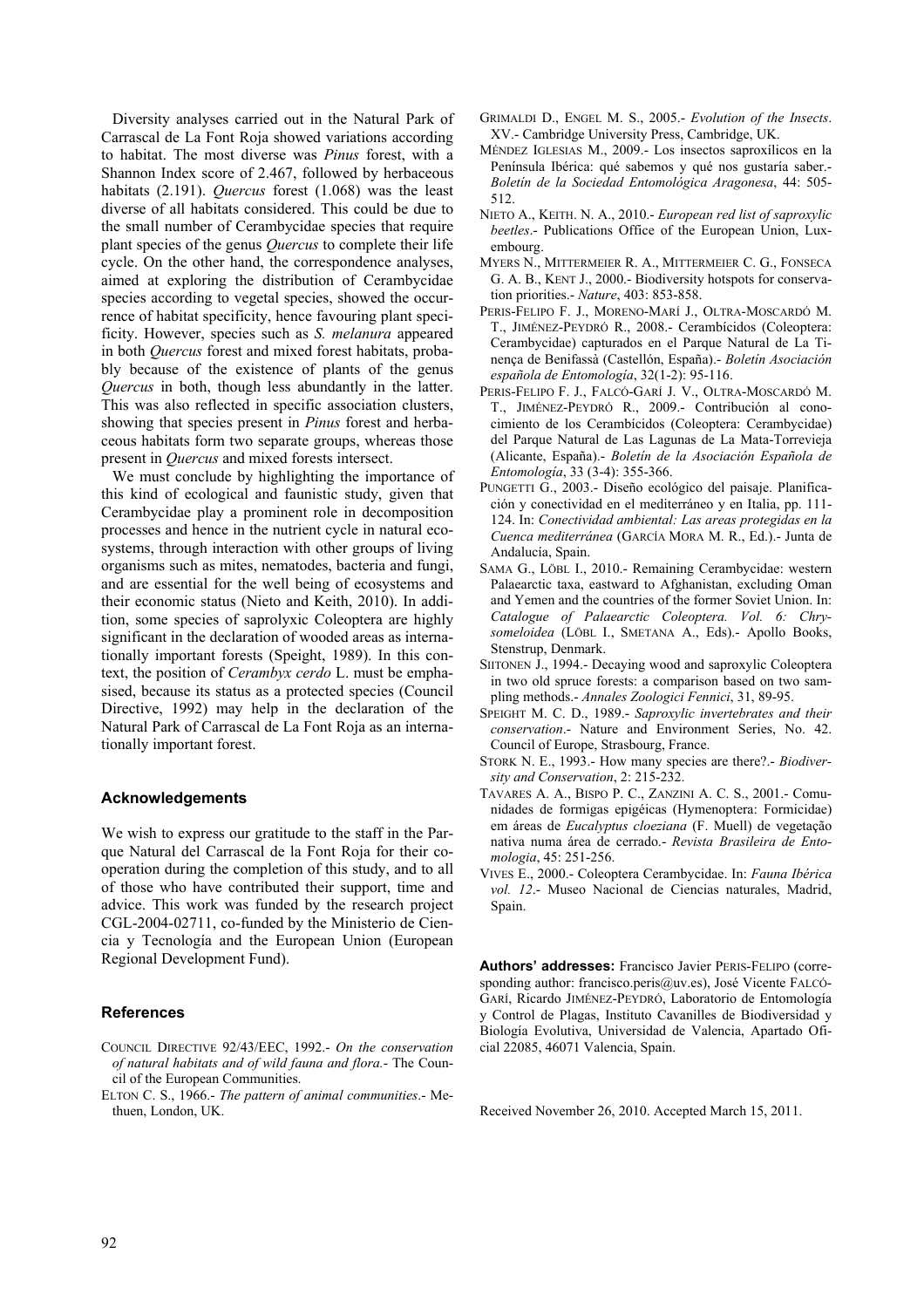Diversity analyses carried out in the Natural Park of Carrascal de La Font Roja showed variations according to habitat. The most diverse was *Pinus* forest, with a Shannon Index score of 2.467, followed by herbaceous habitats (2.191). *Quercus* forest (1.068) was the least diverse of all habitats considered. This could be due to the small number of Cerambycidae species that require plant species of the genus *Quercus* to complete their life cycle. On the other hand, the correspondence analyses, aimed at exploring the distribution of Cerambycidae species according to vegetal species, showed the occurrence of habitat specificity, hence favouring plant specificity. However, species such as *S. melanura* appeared in both *Quercus* forest and mixed forest habitats, probably because of the existence of plants of the genus *Quercus* in both, though less abundantly in the latter. This was also reflected in specific association clusters, showing that species present in *Pinus* forest and herbaceous habitats form two separate groups, whereas those present in *Quercus* and mixed forests intersect.

We must conclude by highlighting the importance of this kind of ecological and faunistic study, given that Cerambycidae play a prominent role in decomposition processes and hence in the nutrient cycle in natural ecosystems, through interaction with other groups of living organisms such as mites, nematodes, bacteria and fungi, and are essential for the well being of ecosystems and their economic status (Nieto and Keith, 2010). In addition, some species of saprolyxic Coleoptera are highly significant in the declaration of wooded areas as internationally important forests (Speight, 1989). In this context, the position of *Cerambyx cerdo* L. must be emphasised, because its status as a protected species (Council Directive, 1992) may help in the declaration of the Natural Park of Carrascal de La Font Roja as an internationally important forest.

## Acknowledgements

We wish to express our gratitude to the staff in the Parque Natural del Carrascal de la Font Roja for their cooperation during the completion of this study, and to all of those who have contributed their support, time and advice. This work was funded by the research project CGL-2004-02711, co-funded by the Ministerio de Ciencia y Tecnología and the European Union (European Regional Development Fund).

## References

COUNCIL DIRECTIVE 92/43/EEC, 1992.- *On the conservation of natural habitats and of wild fauna and flora*.- The Council of the European Communities.

ELTON C. S., 1966.- *The pattern of animal communities*.- Methuen, London, UK.

GRIMALDI D., ENGEL M. S., 2005.- *Evolution of the Insects*. XV.- Cambridge University Press, Cambridge, UK.

MÉNDEZ IGLESIAS M., 2009.- Los insectos saproxílicos en la Península Ibérica: qué sabemos y qué nos gustaría saber.- *Boletín de la Sociedad Entomológica Aragonesa*, 44: 505-512.

NIETO A., KEITH. N. A., 2010.- *European red list of saproxylic beetles*.- Publications Office of the European Union, Luxembourg.

MYERS N., MITTERMEIER R. A., MITTERMEIER C. G., FONSECA G. A. B., KENT J., 2000.- Biodiversity hotspots for conservation priorities.- *Nature*, 403: 853-858.

PERIS-FELIPO F. J., MORENO-MARÍ J., OLTRA-MOSCARDÓ M. T., JIMÉNEZ-PEYDRÓ R., 2008.- Cerambícidos (Coleoptera: Cerambycidae) capturados en el Parque Natural de La Tinença de Benifassà (Castellón, España).- *Boletín Asociación española de Entomología*, 32(1-2): 95-116.

PERIS-FELIPO F. J., FALCÓ-GARÍ J. V., OLTRA-MOSCARDÓ M. T., JIMÉNEZ-PEYDRÓ R., 2009.- Contribución al conocimiento de los Cerambícidos (Coleoptera: Cerambycidae) del Parque Natural de Las Lagunas de La Mata-Torrevieja (Alicante, España).- *Boletín de la Asociación Española de Entomología*, 33 (3-4): 355-366.

PUNGETTI G., 2003.- Diseño ecológico del paisaje. Planificación y conectividad en el mediterráneo y en Italia, pp. 111-124. In: *Conectividad ambiental: Las areas protegidas en la Cuenca mediterránea* (GARCÍA MORA M. R., Ed.).- Junta de Andalucía, Spain.

SAMA G., LÖBL I., 2010.- Remaining Cerambycidae: western Palaearctic taxa, eastward to Afghanistan, excluding Oman and Yemen and the countries of the former Soviet Union. In: *Catalogue of Palaearctic Coleoptera. Vol. 6: Chrysomeloidea* (LÖBL I., SMETANA A., Eds).- Apollo Books, Stenstrup, Denmark.

SIITONEN J., 1994.- Decaying wood and saproxylic Coleoptera in two old spruce forests: a comparison based on two sampling methods.- *Annales Zoologici Fennici*, 31, 89-95.

SPEIGHT M. C. D., 1989.- *Saproxylic invertebrates and their conservation*.- Nature and Environment Series, No. 42. Council of Europe, Strasbourg, France.

STORK N. E., 1993.- How many species are there?.- *Biodiversity and Conservation*, 2: 215-232.

TAVARES A. A., BISPO P. C., ZANZINI A. C. S., 2001.- Comunidades de formigas epigéicas (Hymenoptera: Formicidae) em áreas de *Eucalyptus cloeziana* (F. Muell) de vegetação nativa numa área de cerrado.- *Revista Brasileira de Entomologia*, 45: 251-256.

VIVES E., 2000.- Coleoptera Cerambycidae. In: *Fauna Ibérica vol. 12*.- Museo Nacional de Ciencias naturales, Madrid, Spain.

**Authors' addresses:** Francisco Javier PERIS-FELIPO (corresponding author: francisco.peris@uv.es), José Vicente FALCÓ-GARÍ, Ricardo JIMÉNEZ-PEYDRÓ, Laboratorio de Entomología y Control de Plagas, Instituto Cavanilles de Biodiversidad y Biología Evolutiva, Universidad de Valencia, Apartado Oficial 22085, 46071 Valencia, Spain.

Received November 26, 2010. Accepted March 15, 2011.